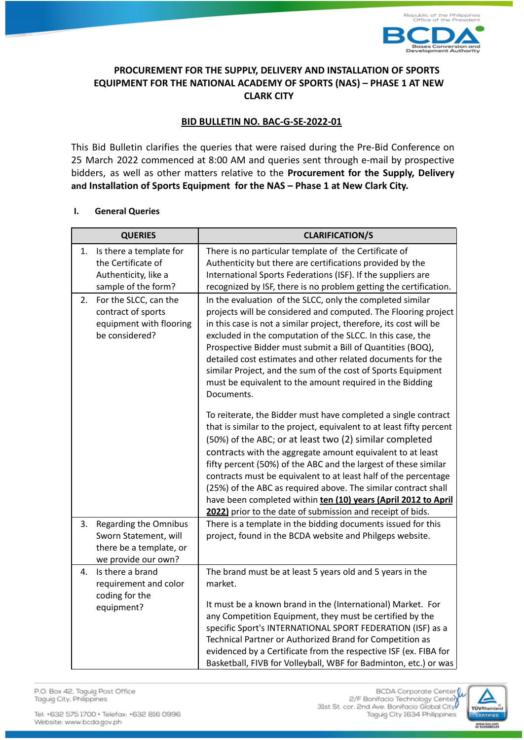# PROCUREMENT FOR THE SUPPLY, DELIVERY AND INSTALLATION OF SPORTS EQUIPMENT FOR THE NATIONAL ACADEMY OF SPORTS (NAS) – PHASE 1 AT NEW CLARK CITY

## BID BULLETIN NO. BAC-G-SE-2022-01

This Bid Bulletin clarifies the queries that were raised during the Pre-Bid Conference on 25 March 2022 commenced at 8:00 AM and queries sent through e-mail by prospective bidders, as well as other matters relative to the **Procurement for the Supply, Delivery and Installation of Sports Equipment for the NAS – Phase 1 at New Clark City.**

### I. General Queries

| QUERIES | CLARIFICATION/S |
|---|---|
| 1. Is there a template for the Certificate of Authenticity, like a sample of the form? | There is no particular template of the Certificate of Authenticity but there are certifications provided by the International Sports Federations (ISF). If the suppliers are recognized by ISF, there is no problem getting the certification. |
| 2. For the SLCC, can the contract of sports equipment with flooring be considered? | In the evaluation of the SLCC, only the completed similar projects will be considered and computed. The Flooring project in this case is not a similar project, therefore, its cost will be excluded in the computation of the SLCC. In this case, the Prospective Bidder must submit a Bill of Quantities (BOQ), detailed cost estimates and other related documents for the similar Project, and the sum of the cost of Sports Equipment must be equivalent to the amount required in the Bidding Documents.<br><br>To reiterate, the Bidder must have completed a single contract that is similar to the project, equivalent to at least fifty percent (50%) of the ABC; or at least two (2) similar completed contracts with the aggregate amount equivalent to at least fifty percent (50%) of the ABC and the largest of these similar contracts must be equivalent to at least half of the percentage (25%) of the ABC as required above. The similar contract shall have been completed within **ten (10) years (April 2012 to April 2022)** prior to the date of submission and receipt of bids. |
| 3. Regarding the Omnibus Sworn Statement, will there be a template, or we provide our own? | There is a template in the bidding documents issued for this project, found in the BCDA website and Philgeps website. |
| 4. Is there a brand requirement and color coding for the equipment? | The brand must be at least 5 years old and 5 years in the market.<br><br>It must be a known brand in the (International) Market. For any Competition Equipment, they must be certified by the specific Sport's INTERNATIONAL SPORT FEDERATION (ISF) as a Technical Partner or Authorized Brand for Competition as evidenced by a Certificate from the respective ISF (ex. FIBA for Basketball, FIVB for Volleyball, WBF for Badminton, etc.) or was |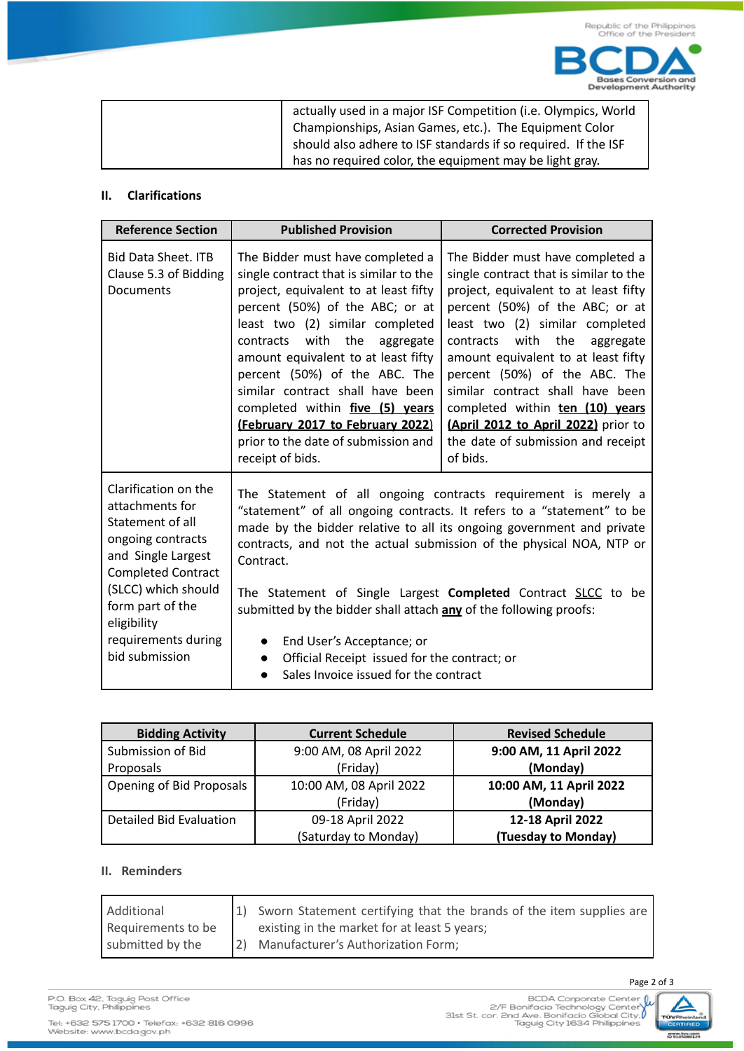| | actually used in a major ISF Competition (i.e. Olympics, World Championships, Asian Games, etc.). The Equipment Color should also adhere to ISF standards if so required. If the ISF has no required color, the equipment may be light gray. |
|---|---|

## II. Clarifications

| Reference Section | Published Provision | Corrected Provision |
|---|---|---|
| Bid Data Sheet. ITB Clause 5.3 of Bidding Documents | The Bidder must have completed a single contract that is similar to the project, equivalent to at least fifty percent (50%) of the ABC; or at least two (2) similar completed contracts with the aggregate amount equivalent to at least fifty percent (50%) of the ABC. The similar contract shall have been completed within **five (5) years (February 2017 to February 2022)** prior to the date of submission and receipt of bids. | The Bidder must have completed a single contract that is similar to the project, equivalent to at least fifty percent (50%) of the ABC; or at least two (2) similar completed contracts with the aggregate amount equivalent to at least fifty percent (50%) of the ABC. The similar contract shall have been completed within **ten (10) years (April 2012 to April 2022)** prior to the date of submission and receipt of bids. |
| Clarification on the attachments for Statement of all ongoing contracts and Single Largest Completed Contract (SLCC) which should form part of the eligibility requirements during bid submission | The Statement of all ongoing contracts requirement is merely a "statement" of all ongoing contracts. It refers to a "statement" to be made by the bidder relative to all its ongoing government and private contracts, and not the actual submission of the physical NOA, NTP or Contract.<br><br>The Statement of Single Largest **Completed** Contract SLCC to be submitted by the bidder shall attach **any** of the following proofs:<br>• End User's Acceptance; or<br>• Official Receipt issued for the contract; or<br>• Sales Invoice issued for the contract | |

| Bidding Activity | Current Schedule | Revised Schedule |
|---|---|---|
| Submission of Bid Proposals | 9:00 AM, 08 April 2022 (Friday) | **9:00 AM, 11 April 2022 (Monday)** |
| Opening of Bid Proposals | 10:00 AM, 08 April 2022 (Friday) | **10:00 AM, 11 April 2022 (Monday)** |
| Detailed Bid Evaluation | 09-18 April 2022 (Saturday to Monday) | **12-18 April 2022 (Tuesday to Monday)** |

## II. Reminders

| Additional Requirements to be submitted by the | 1) Sworn Statement certifying that the brands of the item supplies are existing in the market for at least 5 years;<br>2) Manufacturer's Authorization Form; |
|---|---|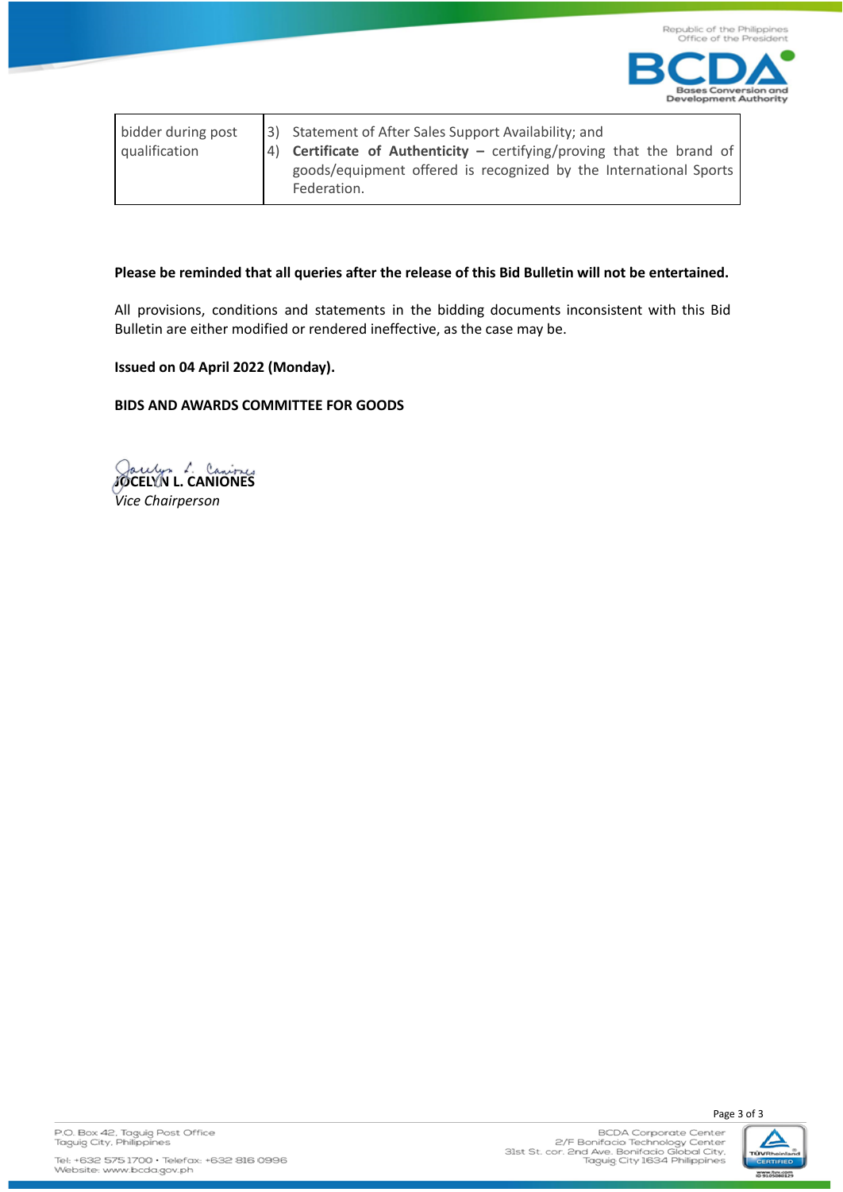| | |
|---|---|
| bidder during post qualification | 3) Statement of After Sales Support Availability; and<br>4) **Certificate of Authenticity –** certifying/proving that the brand of goods/equipment offered is recognized by the International Sports Federation. |

**Please be reminded that all queries after the release of this Bid Bulletin will not be entertained.**

All provisions, conditions and statements in the bidding documents inconsistent with this Bid Bulletin are either modified or rendered ineffective, as the case may be.

**Issued on 04 April 2022 (Monday).**

**BIDS AND AWARDS COMMITTEE FOR GOODS**

**JOCELYN L. CANIONES**
*Vice Chairperson*